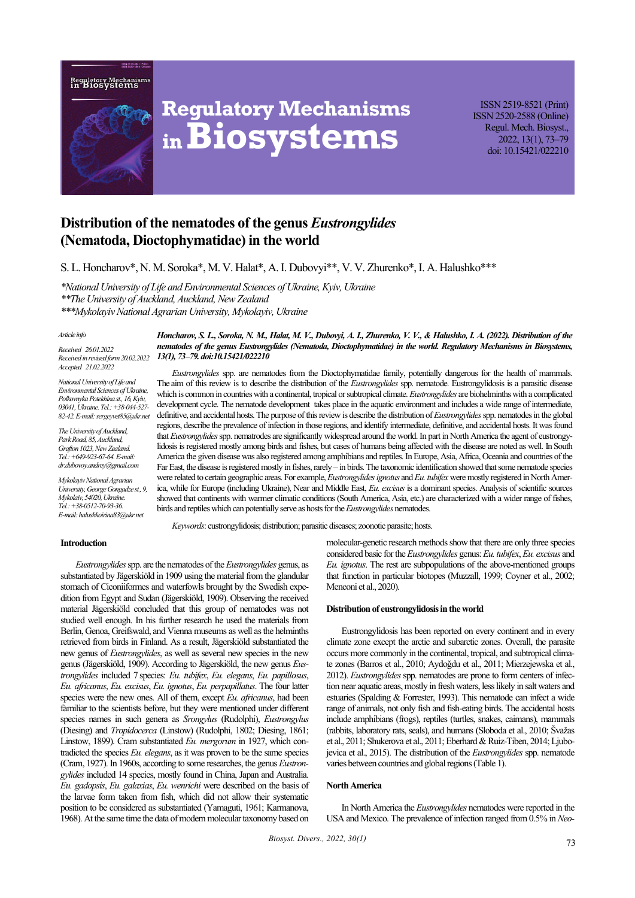# Distribution of the nematodes of the genus *Eustrongylides* (Nematoda, Dioctophymatidae) in the world

S. L. Honcharov*, N. M. Soroka*, M. V. Halat*, A. I. Dubovyi**, V. V. Zhurenko*, I. A. Halushko***

*\*National University of Life and Environmental Sciences of Ukraine, Kyiv, Ukraine*
*\*\*The University of Auckland, Auckland, New Zealand*
*\*\*\*Mykolayiv National Agrarian University, Mykolayiv, Ukraine*

*Article info*

*Received 26.01.2022*
*Received in revised form 20.02.2022*
*Accepted 21.02.2022*

*National University of Life and Environmental Sciences of Ukraine, Polkovnyka Potekhina st., 16, Kyiv, 03041, Ukraine. Tel.: +38-044-527-82-42. E-mail: sergeyvet85@ukr.net*

*The University of Auckland, Park Road, 85, Auckland, Grafton 1023, New Zealand. Tel.: +649-923-67-64. E-mail: dr.dubovoy.andrey@gmail.com*

*Mykolayiv National Agrarian University, George Gongadze st., 9, Mykolaiv, 54020, Ukraine. Tel.: +38-0512-70-93-36. E-mail: halushkoirina83@ukr.net*

***Honcharov, S. L., Soroka, N. M., Halat, M. V., Dubovyi, A. I., Zhurenko, V. V., & Halushko, I. A. (2022). Distribution of the nematodes of the genus Eustrongylides (Nematoda, Dioctophymatidae) in the world. Regulatory Mechanisms in Biosystems, 13(1), 73–79. doi:10.15421/022210***

*Eustrongylides* spp. are nematodes from the Dioctophymatidae family, potentially dangerous for the health of mammals. The aim of this review is to describe the distribution of the *Eustrongylides* spp. nematode. Eustrongylidosis is a parasitic disease which is common in countries with a continental, tropical or subtropical climate. *Eustrongylides* are biohelminths with a complicated development cycle. The nematode development takes place in the aquatic environment and includes a wide range of intermediate, definitive, and accidental hosts. The purpose of this review is describe the distribution of *Eustrongylides* spp. nematodes in the global regions, describe the prevalence of infection in those regions, and identify intermediate, definitive, and accidental hosts. It was found that *Eustrongylides* spp. nematrodes are significantly widespread around the world. In part in North America the agent of eustrongylidosis is registered mostly among birds and fishes, but cases of humans being affected with the disease are noted as well. In South America the given disease was also registered among amphibians and reptiles. In Europe, Asia, Africa, Oceania and countries of the Far East, the disease is registered mostly in fishes, rarely – in birds. The taxonomic identification showed that some nematode species were related to certain geographic areas. For example, *Eustrongylides ignotus* and *Eu. tubifex* were mostly registered in North America, while for Europe (including Ukraine), Near and Middle East, *Eu. excisus* is a dominant species. Analysis of scientific sources showed that continents with warmer climatic conditions (South America, Asia, etc.) are characterized with a wider range of fishes, birds and reptiles which can potentially serve as hosts for the *Eustrongylides* nematodes.

*Keywords*: eustrongylidosis; distribution; parasitic diseases; zoonotic parasite; hosts.

## Introduction

*Eustrongylides* spp. are the nematodes of the *Eustrongylides* genus, as substantiated by Jägerskiöld in 1909 using the material from the glandular stomach of Ciconiiformes and waterfowls brought by the Swedish expedition from Egypt and Sudan (Jägerskiöld, 1909). Observing the received material Jägerskiöld concluded that this group of nematodes was not studied well enough. In his further research he used the materials from Berlin, Genoa, Greifswald, and Vienna museums as well as the helminths retrieved from birds in Finland. As a result, Jägerskiöld substantiated the new genus of *Eustrongylides*, as well as several new species in the new genus (Jägerskiöld, 1909). According to Jägerskiöld, the new genus *Eustrongylides* included 7 species: *Eu. tubifex*, *Eu. elegans*, *Eu. papillosus*, *Eu. africanus*, *Eu. excisus*, *Eu. ignotus*, *Eu. perpapillatus*. The four latter species were the new ones. All of them, except *Eu. africanus*, had been familiar to the scientists before, but they were mentioned under different species names in such genera as *Srongylus* (Rudolphi), *Eustrongylus* (Diesing) and *Tropidocerca* (Linstow) (Rudolphi, 1802; Diesing, 1861; Linstow, 1899). Cram substantiated *Eu. mergorum* in 1927, which contradicted the species *Eu. elegans*, as it was proven to be the same species (Cram, 1927). In 1960s, according to some researches, the genus *Eustrongylides* included 14 species, mostly found in China, Japan and Australia. *Eu. gadopsis*, *Eu. galaxias*, *Eu. wenrichi* were described on the basis of the larvae form taken from fish, which did not allow their systematic position to be considered as substantiated (Yamaguti, 1961; Karmanova, 1968). At the same time the data of modern molecular taxonomy based on molecular-genetic research methods show that there are only three species considered basic for the *Eustrongylides* genus: *Eu. tubifex*, *Eu. excisus* and *Eu. ignotus*. The rest are subpopulations of the above-mentioned groups that function in particular biotopes (Muzzall, 1999; Coyner et al., 2002; Menconi et al., 2020).

## Distribution of eustrongylidosis in the world

Eustrongylidosis has been reported on every continent and in every climate zone except the arctic and subarctic zones. Overall, the parasite occurs more commonly in the continental, tropical, and subtropical climate zones (Barros et al., 2010; Aydoğdu et al., 2011; Mierzejewska et al., 2012). *Eustrongylides* spp. nematodes are prone to form centers of infection near aquatic areas, mostly in fresh waters, less likely in salt waters and estuaries (Spalding & Forrester, 1993). This nematode can infect a wide range of animals, not only fish and fish-eating birds. The accidental hosts include amphibians (frogs), reptiles (turtles, snakes, caimans), mammals (rabbits, laboratory rats, seals), and humans (Sloboda et al., 2010; Švažas et al., 2011; Shukerova et al., 2011; Eberhard & Ruiz-Tiben, 2014; Ljubojevica et al., 2015). The distribution of the *Eustrongylides* spp. nematode varies between countries and global regions (Table 1).

## North America

In North America the *Eustrongylides* nematodes were reported in the USA and Mexico. The prevalence of infection ranged from 0.5% in *Neo-*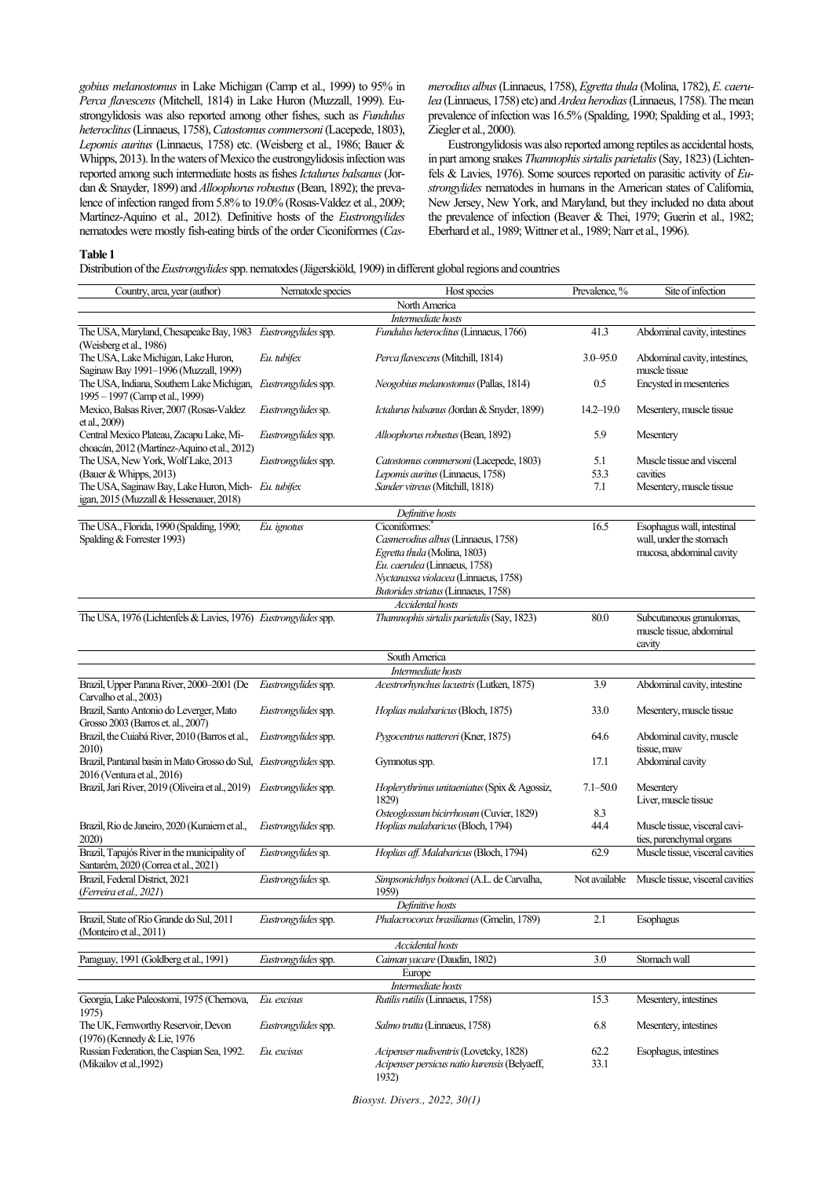*gobius melanostomus* in Lake Michigan (Camp et al., 1999) to 95% in *Perca flavescens* (Mitchell, 1814) in Lake Huron (Muzzall, 1999). Eustrongylidosis was also reported among other fishes, such as *Fundulus heteroclitus* (Linnaeus, 1758), *Catostomus commersoni* (Lacepede, 1803), *Lepomis auritus* (Linnaeus, 1758) etc. (Weisberg et al., 1986; Bauer & Whipps, 2013). In the waters of Mexico the eustrongylidosis infection was reported among such intermediate hosts as fishes *Ictalurus balsanus* (Jordan & Snayder, 1899) and *Alloophorus robustus* (Bean, 1892); the prevalence of infection ranged from 5.8% to 19.0% (Rosas-Valdez et al., 2009; Martínez-Aquino et al., 2012). Definitive hosts of the *Eustrongylides* nematodes were mostly fish-eating birds of the order Ciconiformes (*Casmerodius albus* (Linnaeus, 1758), *Egretta thula* (Molina, 1782), *E. caerulea* (Linnaeus, 1758) etc) and *Ardea herodias* (Linnaeus, 1758). The mean prevalence of infection was 16.5% (Spalding, 1990; Spalding et al., 1993; Ziegler et al., 2000).

Eustrongylidosis was also reported among reptiles as accidental hosts, in part among snakes *Thamnophis sirtalis parietalis* (Say, 1823) (Lichtenfels & Lavies, 1976). Some sources reported on parasitic activity of *Eustrongylides* nematodes in humans in the American states of California, New Jersey, New York, and Maryland, but they included no data about the prevalence of infection (Beaver & Thei, 1979; Guerin et al., 1982; Eberhard et al., 1989; Wittner et al., 1989; Narr et al., 1996).

**Table 1**

Distribution of the *Eustrongylides* spp. nematodes (Jägerskiöld, 1909) in different global regions and countries

| Country, area, year (author) | Nematode species | Host species | Prevalence, % | Site of infection |
|---|---|---|---|---|
| | | North America | | |
| | | *Intermediate hosts* | | |
| The USA, Maryland, Chesapeake Bay, 1983 (Weisberg et al., 1986) | *Eustrongylides* spp. | *Fundulus heteroclitus* (Linnaeus, 1766) | 41.3 | Abdominal cavity, intestines |
| The USA, Lake Michigan, Lake Huron, Saginaw Bay 1991–1996 (Muzzall, 1999) | *Eu. tubifex* | *Perca flavescens* (Mitchill, 1814) | 3.0–95.0 | Abdominal cavity, intestines, muscle tissue |
| The USA, Indiana, Southern Lake Michigan, 1995 – 1997 (Camp et al., 1999) | *Eustrongylides* spp. | *Neogobius melanostomus* (Pallas, 1814) | 0.5 | Encysted in mesenteries |
| Mexico, Balsas River, 2007 (Rosas-Valdez et al., 2009) | *Eustrongylides* sp. | *Ictalurus balsanus (*Jordan & Snyder, 1899) | 14.2–19.0 | Mesentery, muscle tissue |
| Central Mexico Plateau, Zacapu Lake, Michoacán, 2012 (Martínez-Aquino et al., 2012) | *Eustrongylides* spp. | *Alloophorus robustus* (Bean, 1892) | 5.9 | Mesentery |
| The USA, New York, Wolf Lake, 2013 (Bauer & Whipps, 2013) | *Eustrongylides* spp. | *Catostomus commersoni* (Lacepede, 1803)<br>*Lepomis auritus* (Linnaeus, 1758) | 5.1<br>53.3 | Muscle tissue and visceral cavities |
| The USA, Saginaw Bay, Lake Huron, Michigan, 2015 (Muzzall & Hessenauer, 2018) | *Eu. tubifex* | *Sander vitreus* (Mitchill, 1818) | 7.1 | Mesentery, muscle tissue |
| | | *Definitive hosts* | | |
| The USA., Florida, 1990 (Spalding, 1990; Spalding & Forrester 1993) | *Eu. ignotus* | Ciconiformes:*<br>*Casmerodius albus* (Linnaeus, 1758)<br>*Egretta thula* (Molina, 1803)<br>*Eu. caerulea* (Linnaeus, 1758)<br>*Nyctanassa violacea* (Linnaeus, 1758)<br>*Butorides striatus* (Linnaeus, 1758) | 16.5 | Esophagus wall, intestinal wall, under the stomach mucosa, abdominal cavity |
| | | *Accidental hosts* | | |
| The USA, 1976 (Lichtenfels & Lavies, 1976) | *Eustrongylides* spp. | *Thamnophis sirtalis parietalis* (Say, 1823) | 80.0 | Subcutaneous granulomas, muscle tissue, abdominal cavity |
| | | South America | | |
| | | *Intermediate hosts* | | |
| Brazil, Upper Parana River, 2000–2001 (De Carvalho et al., 2003) | *Eustrongylides* spp. | *Acestrorhynchus lacustris* (Lutken, 1875) | 3.9 | Abdominal cavity, intestine |
| Brazil, Santo Antonio do Leverger, Mato Grosso 2003 (Barros et. al., 2007) | *Eustrongylides* spp. | *Hoplias malabaricus* (Bloch, 1875) | 33.0 | Mesentery, muscle tissue |
| Brazil, the Cuiabá River, 2010 (Barros et al., 2010) | *Eustrongylides* spp. | *Pygocentrus nattereri* (Kner, 1875) | 64.6 | Abdominal cavity, muscle tissue, maw |
| Brazil, Pantanal basin in Mato Grosso do Sul, 2016 (Ventura et al., 2016) | *Eustrongylides* spp. | Gymnotus spp. | 17.1 | Abdominal cavity |
| Brazil, Jari River, 2019 (Oliveira et al., 2019) | *Eustrongylides* spp. | *Hoplerythrinus unitaeniatus* (Spix & Agossiz, 1829)<br>*Osteoglossum bicirrhosum* (Cuvier, 1829) | 7.1–50.0<br>8.3 | Mesentery<br>Liver, muscle tissue |
| Brazil, Rio de Janeiro, 2020 (Kuraiem et al., 2020) | *Eustrongylides* spp. | *Hoplias malabaricus* (Bloch, 1794) | 44.4 | Muscle tissue, visceral cavities, parenchymal organs |
| Brazil, Tapajós River in the municipality of Santarém, 2020 (Correa et al., 2021) | *Eustrongylides* sp. | *Hoplias aff. Malabaricus* (Bloch, 1794) | 62.9 | Muscle tissue, visceral cavities |
| Brazil, Federal District, 2021 (*Ferreira et al., 2021*) | *Eustrongylides* sp. | *Simpsonichthys boitonei* (A.L. de Carvalha, 1959) | Not available | Muscle tissue, visceral cavities |
| | | *Definitive hosts* | | |
| Brazil, State of Rio Grande do Sul, 2011 (Monteiro et al., 2011) | *Eustrongylides* spp. | *Phalacrocorax brasilianus* (Gmelin, 1789) | 2.1 | Esophagus |
| | | *Accidental hosts* | | |
| Paraguay, 1991 (Goldberg et al., 1991) | *Eustrongylides* spp. | *Caiman yacare* (Daudin, 1802) | 3.0 | Stomach wall |
| | | Europe | | |
| | | *Intermediate hosts* | | |
| Georgia, Lake Paleostomi, 1975 (Chernova, 1975) | *Eu. excisus* | *Rutilis rutilis* (Linnaeus, 1758) | 15.3 | Mesentery, intestines |
| The UK, Fernworthy Reservoir, Devon (1976) (Kennedy & Lie, 1976 | *Eustrongylides* spp. | *Salmo trutta* (Linnaeus, 1758) | 6.8 | Mesentery, intestines |
| Russian Federation, the Caspian Sea, 1992. (Mikailov et al.,1992) | *Eu. excisus* | *Acipenser nudiventris* (Lovetcky, 1828)<br>*Acipenser persicus natio kurensis* (Belyaeff, 1932) | 62.2<br>33.1 | Esophagus, intestines |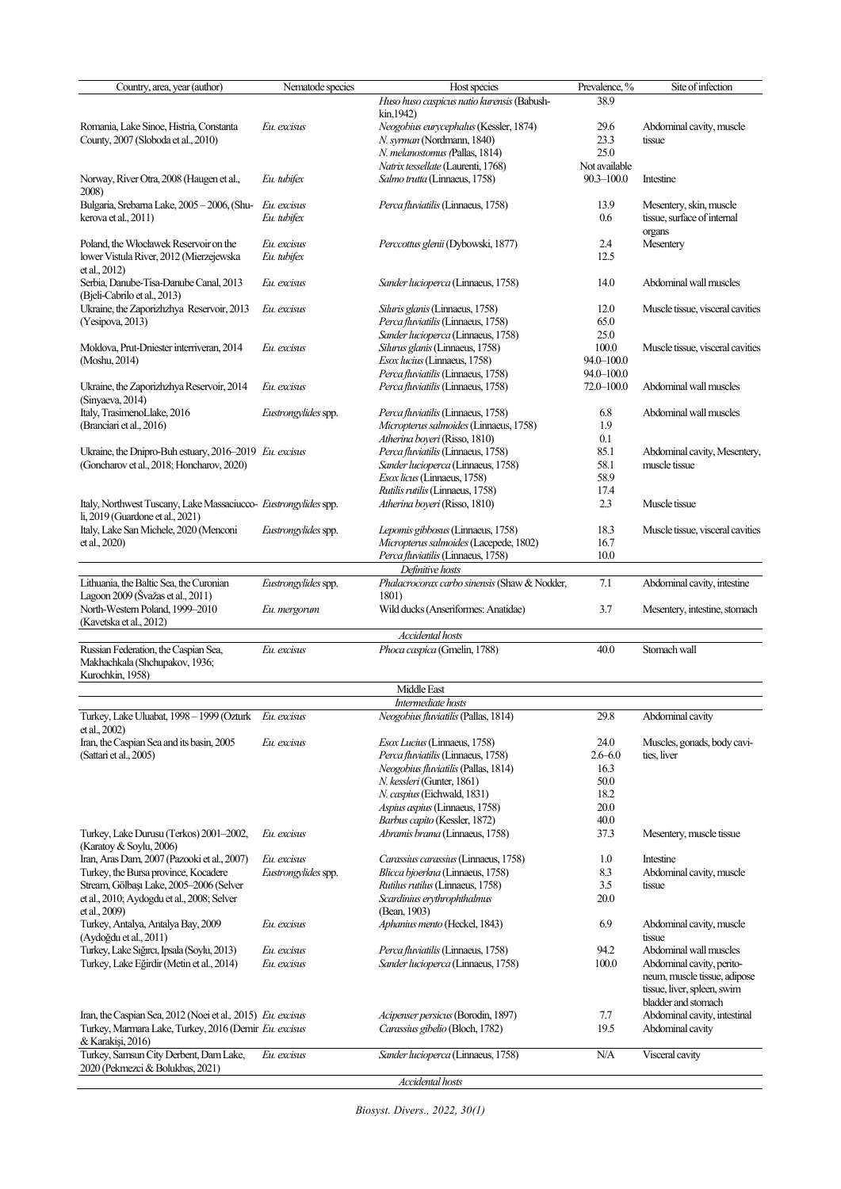| Country, area, year (author) | Nematode species | Host species | Prevalence, % | Site of infection |
|---|---|---|---|---|
| | | *Huso huso caspicus natio kurensis* (Babushkin,1942) | 38.9 | |
| Romania, Lake Sinoe, Histria, Constanta County, 2007 (Sloboda et al., 2010) | *Eu. excisus* | *Neogobius eurycephalus* (Kessler, 1874) | 29.6 | Abdominal cavity, muscle tissue |
| | | *N. syrman* (Nordmann, 1840) | 23.3 | |
| | | *N. melanostomus (*Pallas, 1814) | 25.0 | |
| | | *Natrix tessellate* (Laurenti, 1768) | Not available | |
| Norway, River Otra, 2008 (Haugen et al., 2008) | *Eu. tubifex* | *Salmo trutta* (Linnaeus, 1758) | 90.3–100.0 | Intestine |
| Bulgaria, Srebarna Lake, 2005 – 2006, (Shukerova et al., 2011) | *Eu. excisus* | *Perca fluviatilis* (Linnaeus, 1758) | 13.9 | Mesentery, skin, muscle tissue, surface of internal organs |
| | *Eu. tubifex* | | 0.6 | |
| Poland, the Włocławek Reservoir on the lower Vistula River, 2012 (Mierzejewska et al., 2012) | *Eu. excisus* | *Perccottus glenii* (Dybowski, 1877) | 2.4 | Mesentery |
| | *Eu. tubifex* | | 12.5 | |
| Serbia, Danube-Tisa-Danube Canal, 2013 (Bjeli-Cabrilo et al., 2013) | *Eu. excisus* | *Sander lucioperca* (Linnaeus, 1758) | 14.0 | Abdominal wall muscles |
| Ukraine, the Zaporizhzhya Reservoir, 2013 (Yesipova, 2013) | *Eu. excisus* | *Siluris glanis* (Linnaeus, 1758) | 12.0 | Muscle tissue, visceral cavities |
| | | *Perca fluviatilis* (Linnaeus, 1758) | 65.0 | |
| | | *Sander lucioperca* (Linnaeus, 1758) | 25.0 | |
| Moldova, Prut-Dniester interriveran, 2014 (Moshu, 2014) | *Eu. excisus* | *Silurus glanis* (Linnaeus, 1758) | 100.0 | Muscle tissue, visceral cavities |
| | | *Esox lucius* (Linnaeus, 1758) | 94.0–100.0 | |
| | | *Perca fluviatilis* (Linnaeus, 1758) | 94.0–100.0 | |
| Ukraine, the Zaporizhzhya Reservoir, 2014 (Sinyaeva, 2014) | *Eu. excisus* | *Perca fluviatilis* (Linnaeus, 1758) | 72.0–100.0 | Abdominal wall muscles |
| Italy, TrasimenoLlake, 2016 (Branciari et al., 2016) | *Eustrongylides* spp. | *Perca fluviatilis* (Linnaeus, 1758) | 6.8 | Abdominal wall muscles |
| | | *Micropterus salmoides* (Linnaeus, 1758) | 1.9 | |
| | | *Atherina boyeri* (Risso, 1810) | 0.1 | |
| Ukraine, the Dnipro-Buh estuary, 2016–2019 (Goncharov et al., 2018; Honcharov, 2020) | *Eu. excisus* | *Perca fluviatilis* (Linnaeus, 1758) | 85.1 | Abdominal cavity, Mesentery, muscle tissue |
| | | *Sander lucioperca* (Linnaeus, 1758) | 58.1 | |
| | | *Esox licus* (Linnaeus, 1758) | 58.9 | |
| | | *Rutilis rutilis* (Linnaeus, 1758) | 17.4 | |
| Italy, Northwest Tuscany, Lake Massaciuccoli, 2019 (Guardone et al., 2021) | *Eustrongylides* spp. | *Atherina boyeri* (Risso, 1810) | 2.3 | Muscle tissue |
| Italy, Lake San Michele, 2020 (Menconi et al., 2020) | *Eustrongylides* spp. | *Lepomis gibbosus* (Linnaeus, 1758) | 18.3 | Muscle tissue, visceral cavities |
| | | *Micropterus salmoides* (Lacepede, 1802) | 16.7 | |
| | | *Perca fluviatilis* (Linnaeus, 1758) | 10.0 | |
| | | *Definitive hosts* | | |
| Lithuania, the Baltic Sea, the Curonian Lagoon 2009 (Švažas et al., 2011) | *Eustrongylides* spp. | *Phalacrocorax carbo sinensis* (Shaw & Nodder, 1801) | 7.1 | Abdominal cavity, intestine |
| North-Western Poland, 1999–2010 (Kavetska et al., 2012) | *Eu. mergorum* | Wild ducks (Anseriformes: Anatidae) | 3.7 | Mesentery, intestine, stomach |
| | | *Accidental hosts* | | |
| Russian Federation, the Caspian Sea, Makhachkala (Shchupakov, 1936; Kurochkin, 1958) | *Eu. excisus* | *Phoca caspica* (Gmelin, 1788) | 40.0 | Stomach wall |
| | | Middle East | | |
| | | *Intermediate hosts* | | |
| Turkey, Lake Uluabat, 1998 – 1999 (Ozturk et al., 2002) | *Eu. excisus* | *Neogobius fluviatilis* (Pallas, 1814) | 29.8 | Abdominal cavity |
| Iran, the Caspian Sea and its basin, 2005 (Sattari et al., 2005) | *Eu. excisus* | *Esox Lucius* (Linnaeus, 1758) | 24.0 | Muscles, gonads, body cavities, liver |
| | | *Perca fluviatilis* (Linnaeus, 1758) | 2.6–6.0 | |
| | | *Neogobius fluviatilis* (Pallas, 1814) | 16.3 | |
| | | *N. kessleri* (Gunter, 1861) | 50.0 | |
| | | *N. caspius* (Eichwald, 1831) | 18.2 | |
| | | *Aspius aspius* (Linnaeus, 1758) | 20.0 | |
| | | *Barbus capito* (Kessler, 1872) | 40.0 | |
| Turkey, Lake Durusu (Terkos) 2001–2002, (Karatoy & Soylu, 2006) | *Eu. excisus* | *Abramis brama* (Linnaeus, 1758) | 37.3 | Mesentery, muscle tissue |
| Iran, Aras Dam, 2007 (Pazooki et al., 2007) | *Eu. excisus* | *Carassius carassius* (Linnaeus, 1758) | 1.0 | Intestine |
| Turkey, the Bursa province, Kocadere Stream, Gölbaşı Lake, 2005–2006 (Selver et al., 2010; Aydogdu et al., 2008; Selver et al., 2009) | *Eustrongylides* spp. | *Blicca bjoerkna* (Linnaeus, 1758) | 8.3 | Abdominal cavity, muscle tissue |
| | | *Rutilus rutilus* (Linnaeus, 1758) | 3.5 | |
| | | *Scardinius erythrophthalmus* (Bean, 1903) | 20.0 | |
| Turkey, Antalya, Antalya Bay, 2009 (Aydoğdu et al., 2011) | *Eu. excisus* | *Aphanius mento* (Heckel, 1843) | 6.9 | Abdominal cavity, muscle tissue |
| Turkey, Lake Sığırcı, Ipsala (Soylu, 2013) | *Eu. excisus* | *Perca fluviatilis* (Linnaeus, 1758) | 94.2 | Abdominal wall muscles |
| Turkey, Lake Eğirdir (Metin et al., 2014) | *Eu. excisus* | *Sander lucioperca* (Linnaeus, 1758) | 100.0 | Abdominal cavity, peritoneum, muscle tissue, adipose tissue, liver, spleen, swim bladder and stomach |
| Iran, the Caspian Sea, 2012 (Noei et al., 2015) | *Eu. excisus* | *Acipenser persicus* (Borodin, 1897) | 7.7 | Abdominal cavity, intestinal |
| Turkey, Marmara Lake, Turkey, 2016 (Demir & Karakişi, 2016) | *Eu. excisus* | *Carassius gibelio* (Bloch, 1782) | 19.5 | Abdominal cavity |
| Turkey, Samsun City Derbent, Dam Lake, 2020 (Pekmezci & Bolukbas, 2021) | *Eu. excisus* | *Sander lucioperca* (Linnaeus, 1758) | N/A | Visceral cavity |
| | | *Accidental hosts* | | |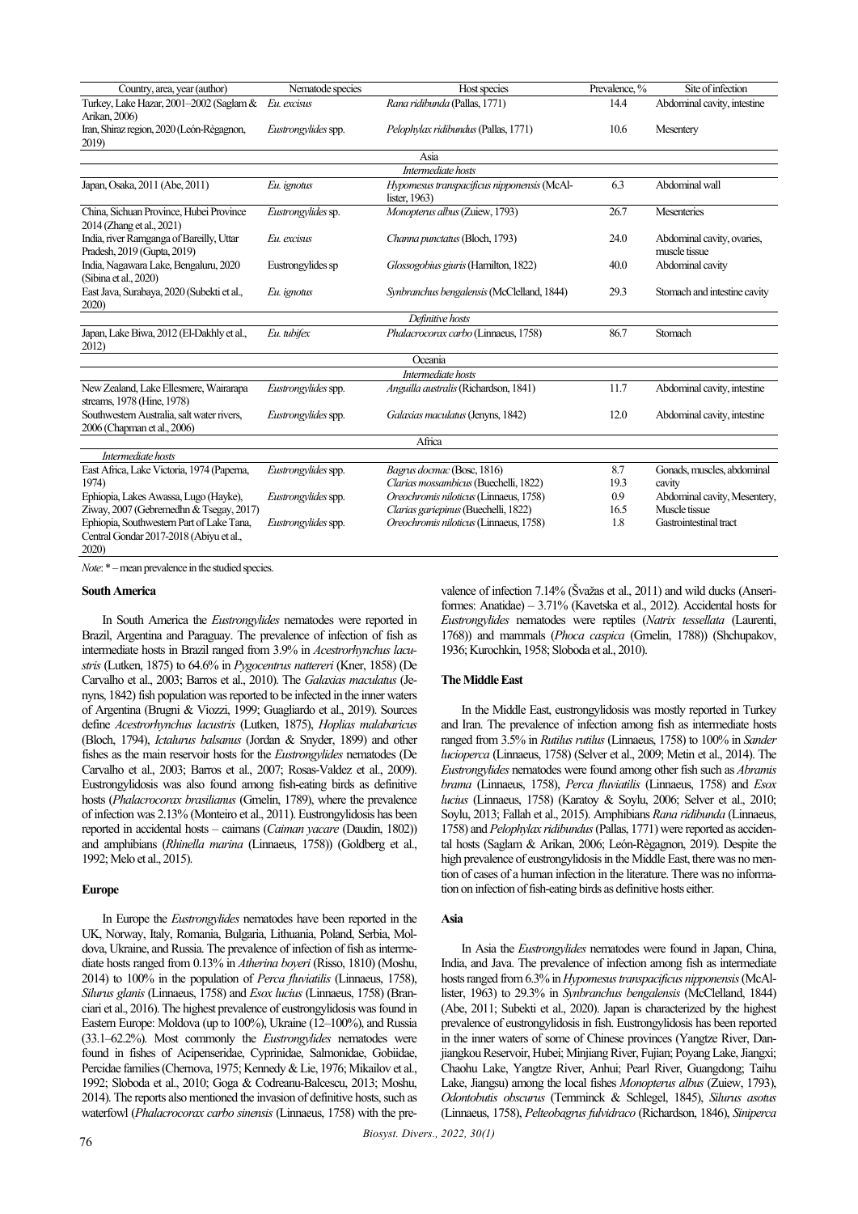| Country, area, year (author) | Nematode species | Host species | Prevalence, % | Site of infection |
| --- | --- | --- | --- | --- |
| Turkey, Lake Hazar, 2001–2002 (Saglam & Arikan, 2006) | *Eu. excisus* | *Rana ridibunda* (Pallas, 1771) | 14.4 | Abdominal cavity, intestine |
| Iran, Shiraz region, 2020 (León-Règagnon, 2019) | *Eustrongylides* spp. | *Pelophylax ridibundus* (Pallas, 1771) | 10.6 | Mesentery |
| | | Asia | | |
| | | *Intermediate hosts* | | |
| Japan, Osaka, 2011 (Abe, 2011) | *Eu. ignotus* | *Hypomesus transpacificus nipponensis* (McAllister, 1963) | 6.3 | Abdominal wall |
| China, Sichuan Province, Hubei Province 2014 (Zhang et al., 2021) | *Eustrongylides* sp. | *Monopterus albus* (Zuiew, 1793) | 26.7 | Mesenteries |
| India, river Ramganga of Bareilly, Uttar Pradesh, 2019 (Gupta, 2019) | *Eu. excisus* | *Channa punctatus* (Bloch, 1793) | 24.0 | Abdominal cavity, ovaries, muscle tissue |
| India, Nagawara Lake, Bengaluru, 2020 (Sibina et al., 2020) | Eustrongylides sp | *Glossogobius giuris* (Hamilton, 1822) | 40.0 | Abdominal cavity |
| East Java, Surabaya, 2020 (Subekti et al., 2020) | *Eu. ignotus* | *Synbranchus bengalensis* (McClelland, 1844) | 29.3 | Stomach and intestine cavity |
| | | *Definitive hosts* | | |
| Japan, Lake Biwa, 2012 (El-Dakhly et al., 2012) | *Eu. tubifex* | *Phalacrocorax carbo* (Linnaeus, 1758) | 86.7 | Stomach |
| | | Oceania | | |
| | | *Intermediate hosts* | | |
| New Zealand, Lake Ellesmere, Wairarapa streams, 1978 (Hine, 1978) | *Eustrongylides* spp. | *Anguilla australis* (Richardson, 1841) | 11.7 | Abdominal cavity, intestine |
| Southwestern Australia, salt water rivers, 2006 (Chapman et al., 2006) | *Eustrongylides* spp. | *Galaxias maculatus* (Jenyns, 1842) | 12.0 | Abdominal cavity, intestine |
| | | Africa | | |
| *Intermediate hosts* | | | | |
| East Africa, Lake Victoria, 1974 (Paperna, 1974) | *Eustrongylides* spp. | *Bagrus docmac* (Bosc, 1816)<br>*Clarias mossambicus* (Buechelli, 1822) | 8.7<br>19.3 | Gonads, muscles, abdominal cavity |
| Ephiopia, Lakes Awassa, Lugo (Hayke), Ziway, 2007 (Gebremedhn & Tsegay, 2017) | *Eustrongylides* spp. | *Oreochromis niloticus* (Linnaeus, 1758)<br>*Clarias gariepinus* (Buechelli, 1822) | 0.9<br>16.5 | Abdominal cavity, Mesentery, Muscle tissue |
| Ephiopia, Southwestern Part of Lake Tana, Central Gondar 2017-2018 (Abiyu et al., 2020) | *Eustrongylides* spp. | *Oreochromis niloticus* (Linnaeus, 1758) | 1.8 | Gastrointestinal tract |

*Note*: * – mean prevalence in the studied species.

**South America**

In South America the *Eustrongylides* nematodes were reported in Brazil, Argentina and Paraguay. The prevalence of infection of fish as intermediate hosts in Brazil ranged from 3.9% in *Acestrorhynchus lacustris* (Lutken, 1875) to 64.6% in *Pygocentrus nattereri* (Kner, 1858) (De Carvalho et al., 2003; Barros et al., 2010). The *Galaxias maculatus* (Jenyns, 1842) fish population was reported to be infected in the inner waters of Argentina (Brugni & Viozzi, 1999; Guagliardo et al., 2019). Sources define *Acestrorhynchus lacustris* (Lutken, 1875), *Hoplias malabaricus* (Bloch, 1794), *Ictalurus balsanus* (Jordan & Snyder, 1899) and other fishes as the main reservoir hosts for the *Eustrongylides* nematodes (De Carvalho et al., 2003; Barros et al., 2007; Rosas-Valdez et al., 2009). Eustrongylidosis was also found among fish-eating birds as definitive hosts (*Phalacrocorax brasilianus* (Gmelin, 1789), where the prevalence of infection was 2.13% (Monteiro et al., 2011). Eustrongylidosis has been reported in accidental hosts – caimans (*Caiman yacare* (Daudin, 1802)) and amphibians (*Rhinella marina* (Linnaeus, 1758)) (Goldberg et al., 1992; Melo et al., 2015).

**Europe**

In Europe the *Eustrongylides* nematodes have been reported in the UK, Norway, Italy, Romania, Bulgaria, Lithuania, Poland, Serbia, Moldova, Ukraine, and Russia. The prevalence of infection of fish as intermediate hosts ranged from 0.13% in *Atherina boyeri* (Risso, 1810) (Moshu, 2014) to 100% in the population of *Perca fluviatilis* (Linnaeus, 1758), *Silurus glanis* (Linnaeus, 1758) and *Esox lucius* (Linnaeus, 1758) (Branciari et al., 2016). The highest prevalence of eustrongylidosis was found in Eastern Europe: Moldova (up to 100%), Ukraine (12–100%), and Russia (33.1–62.2%). Most commonly the *Eustrongylides* nematodes were found in fishes of Acipenseridae, Cyprinidae, Salmonidae, Gobiidae, Percidae families (Chernova, 1975; Kennedy & Lie, 1976; Mikailov et al., 1992; Sloboda et al., 2010; Goga & Codreanu-Balcescu, 2013; Moshu, 2014). The reports also mentioned the invasion of definitive hosts, such as waterfowl (*Phalacrocorax carbo sinensis* (Linnaeus, 1758) with the prevalence of infection 7.14% (Švažas et al., 2011) and wild ducks (Anseriformes: Anatidae) – 3.71% (Kavetska et al., 2012). Accidental hosts for *Eustrongylides* nematodes were reptiles (*Natrix tessellata* (Laurenti, 1768)) and mammals (*Phoca caspica* (Gmelin, 1788)) (Shchupakov, 1936; Kurochkin, 1958; Sloboda et al., 2010).

**The Middle East**

In the Middle East, eustrongylidosis was mostly reported in Turkey and Iran. The prevalence of infection among fish as intermediate hosts ranged from 3.5% in *Rutilus rutilus* (Linnaeus, 1758) to 100% in *Sander lucioperca* (Linnaeus, 1758) (Selver et al., 2009; Metin et al., 2014). The *Eustrongylides* nematodes were found among other fish such as *Abramis brama* (Linnaeus, 1758), *Perca fluviatilis* (Linnaeus, 1758) and *Esox lucius* (Linnaeus, 1758) (Karatoy & Soylu, 2006; Selver et al., 2010; Soylu, 2013; Fallah et al., 2015). Amphibians *Rana ridibunda* (Linnaeus, 1758) and *Pelophylax ridibundus* (Pallas, 1771) were reported as accidental hosts (Saglam & Arikan, 2006; León-Règagnon, 2019). Despite the high prevalence of eustrongylidosis in the Middle East, there was no mention of cases of a human infection in the literature. There was no information on infection of fish-eating birds as definitive hosts either.

**Asia**

In Asia the *Eustrongylides* nematodes were found in Japan, China, India, and Java. The prevalence of infection among fish as intermediate hosts ranged from 6.3% in *Hypomesus transpacificus nipponensis* (McAllister, 1963) to 29.3% in *Synbranchus bengalensis* (McClelland, 1844) (Abe, 2011; Subekti et al., 2020). Japan is characterized by the highest prevalence of eustrongylidosis in fish. Eustrongylidosis has been reported in the inner waters of some of Chinese provinces (Yangtze River, Danjiangkou Reservoir, Hubei; Minjiang River, Fujian; Poyang Lake, Jiangxi; Chaohu Lake, Yangtze River, Anhui; Pearl River, Guangdong; Taihu Lake, Jiangsu) among the local fishes *Monopterus albus* (Zuiew, 1793), *Odontobutis obscurus* (Temminck & Schlegel, 1845), *Silurus asotus* (Linnaeus, 1758), *Pelteobagrus fulvidraco* (Richardson, 1846), *Siniperca*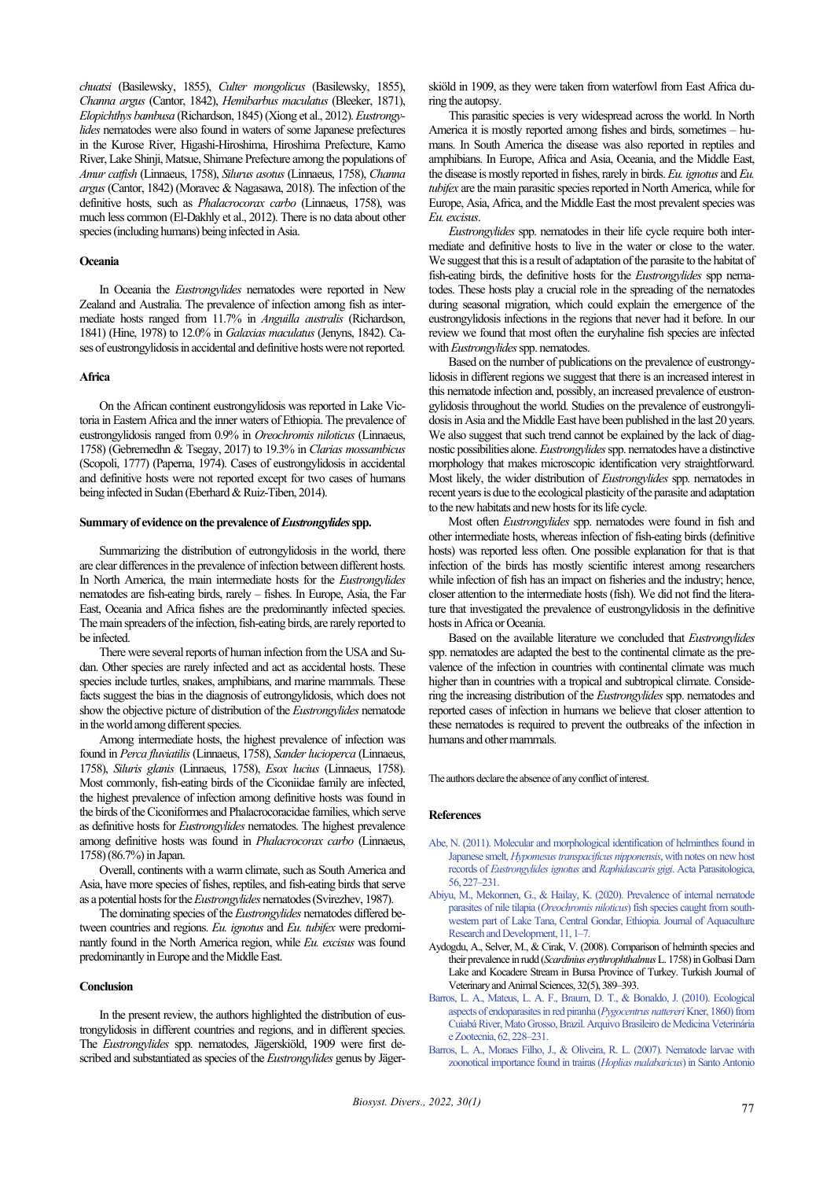*chuatsi* (Basilewsky, 1855), *Culter mongolicus* (Basilewsky, 1855), *Channa argus* (Cantor, 1842), *Hemibarbus maculatus* (Bleeker, 1871), *Elopichthys bambusa* (Richardson, 1845) (Xiong et al., 2012). *Eustrongylides* nematodes were also found in waters of some Japanese prefectures in the Kurose River, Higashi-Hiroshima, Hiroshima Prefecture, Kamo River, Lake Shinji, Matsue, Shimane Prefecture among the populations of *Amur catfish* (Linnaeus, 1758), *Silurus asotus* (Linnaeus, 1758), *Channa argus* (Cantor, 1842) (Moravec & Nagasawa, 2018). The infection of the definitive hosts, such as *Phalacrocorax carbo* (Linnaeus, 1758), was much less common (El-Dakhly et al., 2012). There is no data about other species (including humans) being infected in Asia.

### Oceania

In Oceania the *Eustrongylides* nematodes were reported in New Zealand and Australia. The prevalence of infection among fish as intermediate hosts ranged from 11.7% in *Anguilla australis* (Richardson, 1841) (Hine, 1978) to 12.0% in *Galaxias maculatus* (Jenyns, 1842). Cases of eustrongylidosis in accidental and definitive hosts were not reported.

### Africa

On the African continent eustrongylidosis was reported in Lake Victoria in Eastern Africa and the inner waters of Ethiopia. The prevalence of eustrongylidosis ranged from 0.9% in *Oreochromis niloticus* (Linnaeus, 1758) (Gebremedhn & Tsegay, 2017) to 19.3% in *Clarias mossambicus* (Scopoli, 1777) (Paperna, 1974). Cases of eustrongylidosis in accidental and definitive hosts were not reported except for two cases of humans being infected in Sudan (Eberhard & Ruiz-Tiben, 2014).

### Summary of evidence on the prevalence of *Eustrongylides* spp.

Summarizing the distribution of eutrongylidosis in the world, there are clear differences in the prevalence of infection between different hosts. In North America, the main intermediate hosts for the *Eustrongylides* nematodes are fish-eating birds, rarely – fishes. In Europe, Asia, the Far East, Oceania and Africa fishes are the predominantly infected species. The main spreaders of the infection, fish-eating birds, are rarely reported to be infected.

There were several reports of human infection from the USA and Sudan. Other species are rarely infected and act as accidental hosts. These species include turtles, snakes, amphibians, and marine mammals. These facts suggest the bias in the diagnosis of eutrongylidosis, which does not show the objective picture of distribution of the *Eustrongylides* nematode in the world among different species.

Among intermediate hosts, the highest prevalence of infection was found in *Perca fluviatilis* (Linnaeus, 1758), *Sander lucioperca* (Linnaeus, 1758), *Siluris glanis* (Linnaeus, 1758), *Esox lucius* (Linnaeus, 1758). Most commonly, fish-eating birds of the Ciconiidae family are infected, the highest prevalence of infection among definitive hosts was found in the birds of the Ciconiformes and Phalacrocoracidae families, which serve as definitive hosts for *Eustrongylides* nematodes. The highest prevalence among definitive hosts was found in *Phalacrocorax carbo* (Linnaeus, 1758) (86.7%) in Japan.

Overall, continents with a warm climate, such as South America and Asia, have more species of fishes, reptiles, and fish-eating birds that serve as a potential hosts for the *Eustrongylides* nematodes (Svirezhev, 1987).

The dominating species of the *Eustrongylides* nematodes differed between countries and regions. *Eu. ignotus* and *Eu. tubifex* were predominantly found in the North America region, while *Eu. excisus* was found predominantly in Europe and the Middle East.

### Conclusion

In the present review, the authors highlighted the distribution of eustrongylidosis in different countries and regions, and in different species. The *Eustrongylides* spp. nematodes, Jägerskiöld, 1909 were first described and substantiated as species of the *Eustrongylides* genus by Jägerskiöld in 1909, as they were taken from waterfowl from East Africa during the autopsy.

This parasitic species is very widespread across the world. In North America it is mostly reported among fishes and birds, sometimes – humans. In South America the disease was also reported in reptiles and amphibians. In Europe, Africa and Asia, Oceania, and the Middle East, the disease is mostly reported in fishes, rarely in birds. *Eu. ignotus* and *Eu. tubifex* are the main parasitic species reported in North America, while for Europe, Asia, Africa, and the Middle East the most prevalent species was *Eu. excisus*.

*Eustrongylides* spp. nematodes in their life cycle require both intermediate and definitive hosts to live in the water or close to the water. We suggest that this is a result of adaptation of the parasite to the habitat of fish-eating birds, the definitive hosts for the *Eustrongylides* spp nematodes. These hosts play a crucial role in the spreading of the nematodes during seasonal migration, which could explain the emergence of the eustrongylidosis infections in the regions that never had it before. In our review we found that most often the euryhaline fish species are infected with *Eustrongylides* spp. nematodes.

Based on the number of publications on the prevalence of eustrongylidosis in different regions we suggest that there is an increased interest in this nematode infection and, possibly, an increased prevalence of eustrongylidosis throughout the world. Studies on the prevalence of eustrongylidosis in Asia and the Middle East have been published in the last 20 years. We also suggest that such trend cannot be explained by the lack of diagnostic possibilities alone. *Eustrongylides* spp. nematodes have a distinctive morphology that makes microscopic identification very straightforward. Most likely, the wider distribution of *Eustrongylides* spp. nematodes in recent years is due to the ecological plasticity of the parasite and adaptation to the new habitats and new hosts for its life cycle.

Most often *Eustrongylides* spp. nematodes were found in fish and other intermediate hosts, whereas infection of fish-eating birds (definitive hosts) was reported less often. One possible explanation for that is that infection of the birds has mostly scientific interest among researchers while infection of fish has an impact on fisheries and the industry; hence, closer attention to the intermediate hosts (fish). We did not find the literature that investigated the prevalence of eustrongylidosis in the definitive hosts in Africa or Oceania.

Based on the available literature we concluded that *Eustrongylides* spp. nematodes are adapted the best to the continental climate as the prevalence of the infection in countries with continental climate was much higher than in countries with a tropical and subtropical climate. Considering the increasing distribution of the *Eustrongylides* spp. nematodes and reported cases of infection in humans we believe that closer attention to these nematodes is required to prevent the outbreaks of the infection in humans and other mammals.

The authors declare the absence of any conflict of interest.

## References

Abe, N. (2011). Molecular and morphological identification of helminthes found in Japanese smelt, *Hypomesus transpacificus nipponensis*, with notes on new host records of *Eustrongylides ignotus* and *Raphidascaris gigi*. Acta Parasitologica, 56, 227–231.

Abiyu, M., Mekonnen, G., & Hailay, K. (2020). Prevalence of internal nematode parasites of nile tilapia (*Oreochromis niloticus*) fish species caught from southwestern part of Lake Tana, Central Gondar, Ethiopia. Journal of Aquaculture Research and Development, 11, 1–7.

Aydogdu, A., Selver, M., & Cirak, V. (2008). Comparison of helminth species and their prevalence in rudd (*Scardinius erythrophthalmus* L. 1758) in Golbasi Dam Lake and Kocadere Stream in Bursa Province of Turkey. Turkish Journal of Veterinary and Animal Sciences, 32(5), 389–393.

Barros, L. A., Mateus, L. A. F., Braum, D. T., & Bonaldo, J. (2010). Ecological aspects of endoparasites in red piranha (*Pygocentrus nattereri* Kner, 1860) from Cuiabá River, Mato Grosso, Brazil. Arquivo Brasileiro de Medicina Veterinária e Zootecnia, 62, 228–231.

Barros, L. A., Moraes Filho, J., & Oliveira, R. L. (2007). Nematode larvae with zoonotical importance found in trairas (*Hoplias malabaricus*) in Santo Antonio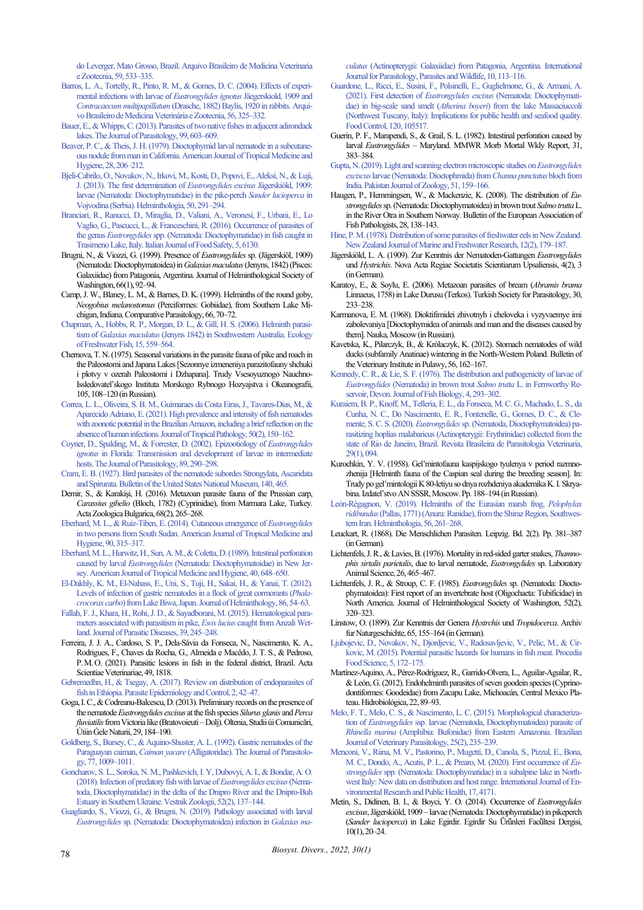do Leverger, Mato Grosso, Brazil. Arquivo Brasileiro de Medicina Veterinaria e Zootecnia, 59, 533–335.

Barros, L. A., Tortelly, R., Pinto, R. M., & Gomes, D. C. (2004). Effects of experimental infections with larvae of *Eustrongylides ignotus* Jägerskiold, 1909 and *Contracaecum multipapillatum* (Drasche, 1882) Baylis, 1920 in rabbits. Arquivo Brasileiro de Medicina Veterinária e Zootecnia, 56, 325–332.

Bauer, E., & Whipps, C. (2013). Parasites of two native fishes in adjacent adirondack lakes. The Journal of Parasitology, 99, 603–609.

Beaver, P. C., & Theis, J. H. (1979). Dioctophymid larval nematode in a subcutaneous nodule from man in California. American Journal of Tropical Medicine and Hygiene, 28, 206–212.

Bjeli-Cabrilo, O., Novakov, N., Irkovi, M., Kosti, D., Popovi, E., Aleksi, N., & Luji, J. (2013). The first determination of *Eustrongylides excisus* Jägerskiöld, 1909: larvae (Nematoda: Dioctophymatidae) in the pike-perch *Sander lucioperca* in Vojvodina (Serbia). Helminthologia, 50, 291–294.

Branciari, R., Ranucci, D., Miraglia, D., Valiani, A., Veronesi, F., Urbani, E., Lo Vaglio, G., Pascucci, L., & Franceschini, R. (2016). Occurrence of parasites of the genus *Eustrongylides* spp. (Nematoda: Dioctophymatidae) in fish caught in Trasimeno Lake, Italy. Italian Journal of Food Safety, 5, 6130.

Brugni, N., & Viozzi, G. (1999). Presence of *Eustrongylides* sp. (Jägerskiöl, 1909) (Nematoda: Dioctophymatoidea) in *Galaxias maculatus* (Jenyns, 1842) (Pisces: Galaxiidae) from Patagonia, Argentina. Journal of Helminthological Society of Washington, 66(1), 92–94.

Camp, J. W., Blaney, L. M., & Barnes, D. K. (1999). Helminths of the round goby, *Neogobius melanostomus* (Perciformes: Gobiidae), from Southern Lake Michigan, Indiana. Comparative Parasitology, 66, 70–72.

Chapman, A., Hobbs, R. P., Morgan, D. L., & Gill, H. S. (2006). Helminth parasitism of *Galaxias maculatus* (Jenyns 1842) in Southwestern Australia. Ecology of Freshwater Fish, 15, 559–564.

Chernova, T. N. (1975). Seasonal variations in the parasite fauna of pike and roach in the Paleostomi and Japana Lakes [Sezonnye izmeneniya parazitofauny shchuki i plotvy v ozerah Paleostomi i Dzhapana]. Trudy Vsesoyuznogo Nauchno-Issledovatel'skogo Instituta Morskogo Rybnogo Hozyajstva i Okeanografii, 105, 108–120 (in Russian).

Correa, L. L., Oliveira, S. B. M., Guimaraes da Costa Eiras, J., Tavares-Dias, M., & Aparecido Adriano, E. (2021). High prevalence and intensity of fish nematodes with zoonotic potential in the Brazilian Amazon, including a brief reflection on the absence of human infections. Journal of Tropical Pathology, 50(2), 150–162.

Coyner, D., Spalding, M., & Forrester, D. (2002). Epizootiology of *Eustrongylides ignotus* in Florida: Transmission and development of larvae in intermediate hosts. The Journal of Parasitology, 89, 290–298.

Cram, E. B. (1927). Bird parasites of the nematode suborders Strongylata, Ascaridata and Spirurata. Bulletin of the United States National Museum, 140, 465.

Demir, S., & Karakişi, H. (2016). Metazoan parasite fauna of the Prussian carp, *Carassius gibelio* (Bloch, 1782) (Cyprinidae), from Marmara Lake, Turkey. Acta Zoologica Bulgarica, 68(2), 265–268.

Eberhard, M. L., & Ruiz-Tiben, E. (2014). Cutaneous emergence of *Eustrongylides* in two persons from South Sudan. American Journal of Tropical Medicine and Hygiene, 90, 315–317.

Eberhard, M. L., Hurwitz, H., Sun, A. M., & Coletta, D. (1989). Intestinal perforation caused by larval *Eustrongylides* (Nematoda: Dioctophymatoidae) in New Jersey. American Journal of Tropical Medicine and Hygiene, 40, 648–650.

El-Dakhly, K. M., El-Nahass, E., Uni, S., Tuji, H., Sakai, H., & Yanai, T. (2012). Levels of infection of gastric nematodes in a flock of great cormorants (*Phalacrocorax carbo*) from Lake Biwa, Japan. Journal of Helminthology, 86, 54–63.

Fallah, F. J., Khara, H., Rohi, J. D., & Sayadborani, M. (2015). Hematological parameters associated with parasitism in pike, *Esox lucius* caught from Anzali Wetland. Journal of Parasitic Diseases, 39, 245–248.

Ferreira, J. J. A., Cardoso, S. P., Dela-Sávia da Fonseca, N., Nascimento, K. A., Rodrigues, F., Chaves da Rocha, G., Almeida e Macêdo, J. T. S., & Pedroso, P. M. O. (2021). Parasitic lesions in fish in the federal district, Brazil. Acta Scientiae Veterinariae, 49, 1818.

Gebremedhn, H., & Tsegay, A. (2017). Review on distribution of endoparasites of fish in Ethiopia. Parasite Epidemiology and Control, 2, 42–47.

Goga, I. C., & Codreanu-Balcescu, D. (2013). Preliminary records on the presence of the nematode *Eustrongylides excisus* at the fish species *Silurus glanis* and *Perca fluviatilis* from Victoria like (Bratovoieuti – Dolj). Oltenia, Studii úi Comunicări, Útiin Ĝele Naturii, 29, 184–190.

Goldberg, S., Bursey, C., & Aquino-Shuster, A. L. (1992). Gastric nematodes of the Paraguayan caiman, *Caiman yacare* (Alligatoridae). The Journal of Parasitology, 77, 1009–1011.

Goncharov, S. L., Soroka, N. M., Pashkevich, I. Y, Dubovyi, A. I., & Bondar, A. O. (2018). Infection of predatory fish with larvae of *Eustrongylides excisus* (Nematoda, Dioctophymatidae) in the delta of the Dnipro River and the Dnipro-Buh Estuary in Southern Ukraine. Vestnik Zoologii, 52(2), 137–144.

Guagliardo, S., Viozzi, G., & Brugni, N. (2019). Pathology associated with larval *Eustrongylides* sp. (Nematoda: Dioctophymatoidea) infection in *Galaxias maculatus* (Actinopterygii: Galaxiidae) from Patagonia, Argentina. International Journal for Parasitology, Parasites and Wildlife, 10, 113–116.

Guardone, L., Ricci, E., Susini, F., Polsinelli, E., Guglielmone, G., & Armani, A. (2021). First detection of *Eustrongylides excisus* (Nematoda: Dioctophymatidae) in big-scale sand smelt (*Atherina boyeri*) from the lake Massaciuccoli (Northwest Tuscany, Italy): Implications for public health and seafood quality. Food Control, 120, 105517.

Guerin, P. F., Marapendi, S., & Grail, S. L. (1982). Intestinal perforation caused by larval *Eustrongylides* – Maryland. MMWR Morb Mortal Wkly Report, 31, 383–384.

Gupta, N. (2019). Light and scanning electron microscopic studies on *Eustrongylides excisus* larvae (Nematoda: Dioctophmida) from *Channa punctatus* bloch from India. Pakistan Journal of Zoology, 51, 159–166.

Haugen, P., Hemmingsen, W., & Mackenzie, K. (2008). The distribution of *Eustrongylides* sp. (Nematoda: Dioctophymatoidea) in brown trout *Salmo trutta* L. in the River Otra in Southern Norway. Bulletin of the European Association of Fish Pathologists, 28, 138–143.

Hine, P. M. (1978). Distribution of some parasites of freshwater eels in New Zealand. New Zealand Journal of Marine and Freshwater Research, 12(2), 179–187.

Jägerskiöld, L. A. (1909). Zur Kenntnis der Nematoden-Gattungen *Eustrongylides* und *Hystrichis*. Nova Acta Regiae Societatis Scientiarum Upsaliensis, 4(2), 3 (in German).

Karatoy, E., & Soylu, E. (2006). Metazoan parasites of bream (*Abramis brama* Linnaeus, 1758) in Lake Durusu (Terkos). Turkish Society for Parasitology, 30, 233–238.

Karmanova, E. M. (1968). Dioktifimidei zhivotnyh i cheloveka i vyzyvaemye imi zabolevaniya [Dioctophymidea of animals and man and the diseases caused by them]. Nauka, Moscow (in Russian).

Kavetska, K., Pilarczyk, B., & Królaczyk, K. (2012). Stomach nematodes of wild ducks (subfamily Anatinae) wintering in the North-Western Poland. Bulletin of the Veterinary Institute in Pulawy, 56, 162–167.

Kennedy, C. R., & Lie, S. F. (1976). The distribution and pathogenicity of larvae of *Eustrongylides* (Nematoda) in brown trout *Salmo trutta* L. in Fernworthy Reservoir, Devon. Journal of Fish Biology, 4, 293–302.

Kuraiem, B. P., Knoff, M., Telleria, E. L., da Fonseca, M. C. G., Machado, L. S., da Cunha, N. C., Do Nascimento, E. R., Fontenelle, G., Gomes, D. C., & Clemente, S. C. S. (2020). *Eustrongylides* sp. (Nematoda, Dioctophymatoidea) parasitizing hoplias malabaricus (Actinopterygii: Erythrinidae) collected from the state of Rio de Janeiro, Brazil. Revista Brasileira de Parasitologia Veterinaria, 29(1), 094.

Kurochkin, Y. V. (1958). Gel'mintofauna kaspijskogo tyulenya v period razmnozhenija [Helminth fauna of the Caspian seal during the breeding season]. In: Trudy po gel'mintologii K 80-letiyu so dnya rozhdeniya akademika K. I. Skryabina. Izdatel'stvo AN SSSR, Moscow. Pp. 188–194 (in Russian).

León-Règagnon, V. (2019). Helminths of the Eurasian marsh frog, *Pelophylax ridibundus* (Pallas, 1771) (Anura: Ranidae), from the Shiraz Region, Southwestern Iran. Helminthologia, 56, 261–268.

Leuckart, R. (1868). Die Menschlichen Parasiten. Leipzig. Bd. 2(2). Pp. 381–387 (in German).

Lichtenfels, J. R., & Lavies, B. (1976). Mortality in red-sided garter snakes, *Thamnophis sirtalis parietalis*, due to larval nematode, *Eustrongylides* sp. Laboratory Animal Science, 26, 465–467.

Lichtenfels, J. R., & Stroup, C. F. (1985). *Eustrongylides* sp. (Nematoda: Dioctophymatoidea): First report of an invertebrate host (Oligochaeta: Tubificidae) in North America. Journal of Helminthological Society of Washington, 52(2), 320–323.

Linstow, O. (1899). Zur Kenntnis der Genera *Hystrchis* und *Tropidocerca*. Archiv fur Naturgeschichte, 65, 155–164 (in German).

Ljubojevic, D., Novakov, N., Djordjevic, V., Radosavljevic, V., Pelic, M., & Cirkovic, M. (2015). Potential parasitic hazards for humans in fish meat. Procedia Food Science, 5, 172–175.

Martínez-Aquino, A., Pérez-Rodríguez, R., Garrido-Olvera, L., Aguilar-Aguilar, R., & León, G. (2012). Endohelminth parasites of seven goodein species (Cyprinodontiformes: Goodeidae) from Zacapu Lake, Michoacán, Central Mexico Plateau. Hidrobiológica, 22, 89–93.

Melo, F. T., Melo, C. S., & Nascimento, L. C. (2015). Morphological characterization of *Eustrongylides* ssp. larvae (Nematoda, Dioctophymatoidea) parasite of *Rhinella marina* (Amphibia: Bufonidae) from Eastern Amazonia. Brazilian Journal of Veterinary Parasitology, 25(2), 235–239.

Menconi, V., Riina, M. V., Pastorino, P., Mugetti, D., Canola, S., Pizzul, E., Bona, M. C., Dondo, A., Acutis, P. L., & Prearo, M. (2020). First occurrence of *Eustrongylides* spp. (Nematoda: Dioctophymatidae) in a subalpine lake in Northwest Italy: New data on distribution and host range. International Journal of Environmental Research and Public Health, 17, 4171.

Metin, S., Didinen, B. I., & Boyci, Y. O. (2014). Occurrence of *Eustrongylides excisus*, Jägerskiöld, 1909 – larvae (Nematoda: Dioctophymatidae) in pikeperch (*Sander lucioperca*) in Lake Egirdir. Egirdir Su Ürünleri Fakültesi Dergisi, 10(1), 20–24.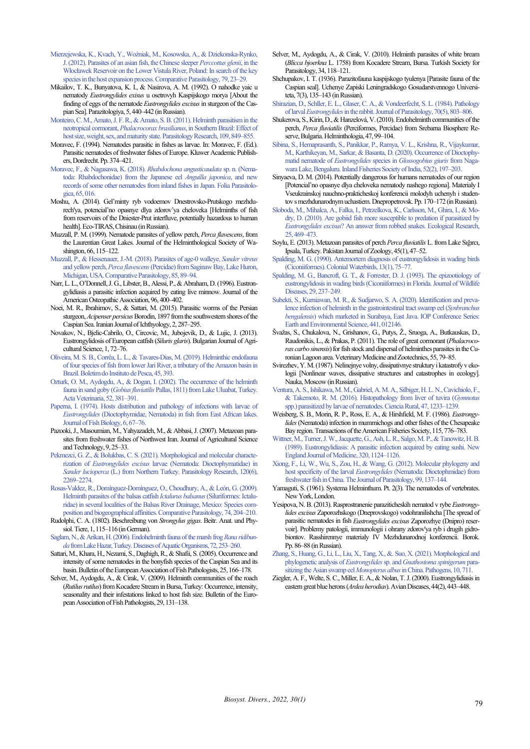Mierzejewska, K., Kvach, Y., Woźniak, M., Kosowska, A., & Dziekonska-Rynko, J. (2012). Parasites of an asian fish, the Chinese sleeper *Perccottus glenii*, in the Włocławek Reservoir on the Lower Vistula River, Poland: In search of the key species in the host expansion process. Comparative Parasitology, 79, 23–29.

Mikailov, T. K., Bunyatova, K. I., & Nasirova, A. M. (1992). O nahodke yaic u nematody *Eustrongylides exisus* u osetrovyh Kaspijskogo morya [About the finding of eggs of the nematode *Eustrongylides excisus* in sturgeon of the Caspian Sea]. Parazitologiya, 5, 440–442 (in Russian).

Monteiro, C. M., Amato, J. F. R., & Amato, S. B. (2011). Helminth parasitism in the neotropical cormorant, *Phalacrocorax brasilianus*, in Southern Brazil: Effect of host size, weight, sex, and maturity state. Parasitology Research, 109, 849–855.

Moravec, F. (1994). Nematodes parasitic in fishes as larvae. In: Moravec, F. (Ed.). Parasitic nematodes of freshwater fishes of Europe. Kluwer Academic Publishers, Dordrecht. Pp. 374–421.

Moravec, F., & Nagasawa, K. (2018). *Rhabdochona angusticaudata* sp. n. (Nematoda: Rhabdochonidae) from the Japanese eel *Anguilla japonica*, and new records of some other nematodes from inland fishes in Japan. Folia Parasitologica, 65, 016.

Moshu, A. (2014). Gel'minty ryb vodoemov Dnestrovsko-Prutskogo mezhdurech'ya, potencial'no opasnye dlya zdorov'ya cheloveka [Helminths of fish from reservoirs of the Dniester-Prut interfluve, potentially hazardous to human health]. Eco-TIRAS, Chisinau (in Russian).

Muzzall, P. M. (1999). Nematode parasites of yellow perch, *Perca flavescens*, from the Laurentian Great Lakes. Journal of the Helminthological Society of Washington, 66, 115–122.

Muzzall, P., & Hessenauer, J.-M. (2018). Parasites of age-0 walleye, *Sander vitreus* and yellow perch, *Perca flavescens* (Percidae) from Saginaw Bay, Lake Huron, Michigan, USA. Comparative Parasitology, 85, 89–94.

Narr, L. L., O'Donnell, J. G., Libster, B., Alessi, P., & Abraham, D. (1996). Eustrongylidiasis a parasitic infection acquired by eating live minnow. Journal of the American Osteopathic Association, 96, 400–402.

Noei, M. R., Ibrahimov, S., & Sattari, M. (2015). Parasitic worms of the Persian sturgeon, *Acipenser persicus* Borodin, 1897 from the southwestern shores of the Caspian Sea. Iranian Journal of Ichthyology, 2, 287–295.

Novakov, N., Bjelic-Cabrilo, O., Circovic, M., Jubojevik, D., & Lujic, J. (2013). Eustrongylidosis of European catfish (*Siluris glaris*). Bulgarian Journal of Agricultural Science, 1, 72–76.

Oliveira, M. S. B., Corrêa, L. L., & Tavares-Dias, M. (2019). Helminthic endofauna of four species of fish from lower Jari River, a tributary of the Amazon basin in Brazil. Boletim do Instituto de Pesca, 45, 393.

Ozturk, O. M., Aydogdu, A., & Dogan, I. (2002). The occurrence of the helminth fauna in sand goby (*Gobius fluviatilis* Pallas, 1811) from Lake Uluabat, Turkey. Acta Veterinaria, 52, 381–391.

Paperna, I. (1974). Hosts distribution and pathology of infections with larvae of *Eustrongylides* (Dioctophymidae, Nematoda) in fish from East African lakes. Journal of Fish Biology, 6, 67–76.

Pazooki, J., Masoumian, M., Yahyazadeh, M., & Abbasi, J. (2007). Metazoan parasites from freshwater fishes of Northwest Iran. Journal of Agricultural Science and Technology, 9, 25–33.

Pekmezci, G. Z., & Bolukbas, C. S. (2021). Morphological and molecular characterization of *Eustrongylides excisus* larvae (Nematoda: Dioctophymatidae) in *Sander lucioperca* (L.) from Northern Turkey. Parasitology Research, 120(6), 2269–2274.

Rosas-Valdez, R., Domínguez-Domínguez, O., Choudhury, A., & León, G. (2009). Helminth parasites of the balsas catfish *Ictalurus balsanus* (Siluriformes: Ictaluridae) in several localities of the Balsas River Drainage, Mexico: Species composition and biogeographical affinities. Comparative Parasitology, 74, 204–210.

Rudolphi, C. A. (1802). Beschreibung von *Strongylus gigas*. Beitr. Anat. und Physiol. Tiere, 1, 115–116 (in German).

Saglam, N., & Arikan, H. (2006). Endohelminth fauna of the marsh frog *Rana ridibunda* from Lake Hazar, Turkey. Diseases of Aquatic Organisms, 72, 253–260.

Sattari, M., Khara, H., Nezami, S., Daghigh, R., & Shafii, S. (2005). Occurrence and intensity of some nematodes in the bonyfish species of the Caspian Sea and its basin. Bulletin of the European Association of Fish Pathologists, 25, 166–178.

Selver, M., Aydogdu, A., & Cirak, V. (2009). Helminth communities of the roach (*Rutilus rutilus*) from Kocadere Stream in Bursa, Turkey: Occurrence, intensity, seasonality and their infestations linked to host fish size. Bulletin of the European Association of Fish Pathologists, 29, 131–138.

Selver, M., Aydogdu, A., & Cirak, V. (2010). Helminth parasites of white bream (*Blicca bjoerkna* L. 1758) from Kocadere Stream, Bursa. Turkish Society for Parasitology, 34, 118–121.

Shchupakov, I. T. (1936). Parazitofauna kaspijskogo tyulenya [Parasite fauna of the Caspian seal]. Uchenye Zapiski Leningradskogo Gosudarstvennogo Universiteta, 7(3), 135–143 (in Russian).

Shirazian, D., Schller, E. L., Glaser, C. A., & Vondeerfecht, S. L. (1984). Pathology of larval *Eustrongylides* in the rabbit. Journal of Parasitology, 70(5), 803–806.

Shukerova, S., Kirin, D., & Hanzelová, V. (2010). Endohelminth communities of the perch, *Perca fluviatilis* (Perciformes, Percidae) from Srebarna Biosphere Reserve, Bulgaria. Helminthologia, 47, 99–104.

Sibina, S., Hemaprasanth, S., Panikkar, P., Ramya, V. L., Krishna, R., Vijaykumar, M., Karthikeyan, M., Sarkar, & Basanta, D. (2020). Occurrence of Dioctophymatid nematode of *Eustrongylides* species in *Glossogobius giuris* from Nagawara Lake, Bengaluru. Inland Fisheries Society of India, 52(2), 197–203.

Sinyaeva, D. M. (2014). Potentially dangerous for humans nematodes of our region [Potencial'no opasnye dlya cheloveka nematody nashego regiona]. Materialy I Vseukrainskoj nauchno-prakticheskoj konferencii molodyh uchenyh i studentov s mezhdunarodnym uchastiem. Dnepropetrovsk. Pp. 170–172 (in Russian).

Sloboda, M., Mihalca, A., Falka, I., Petrzelkova, K., Carlsson, M., Ghira, I., & Modry, D. (2010). Are gobiid fish more susceptible to predation if parasitized by *Eustrongylides excisus*? An answer from robbed snakes. Ecological Research, 25, 469–473.

Soylu, E. (2013). Metazoan parasites of perch *Perca fluviatilis* L. from Lake Sığırcı, Ipsala, Turkey. Pakistan Journal of Zoology, 45(1), 47–52.

Spalding, M. G. (1990). Antemortem diagnosis of eustrongylidosis in wading birds (Ciconiiformes). Colonial Waterbirds, 13(1), 75–77.

Spalding, M. G., Bancroft, G. T., & Forrester, D. J. (1993). The epizootiology of eustrongylidosis in wading birds (Ciconiiformes) in Florida. Journal of Wildlife Diseases, 29, 237–249.

Subekti, S., Kurniawan, M. R., & Sudjarwo, S. A. (2020). Identification and prevalence infection of helminth in the gastrointestinal tract swamp eel (*Synbranchus bengalensis*) which marketed in Surabaya, East Java. IOP Conference Series: Earth and Environmental Science, 441, 012146.

Švažas, S., Chukalova, N., Grishanov, G., Putys, Ž., Sruoga, A., Butkauskas, D., Raudonikis, L., & Prakas, P. (2011). The role of great cormorant (*Phalacrocorax carbo sinensis*) for fish stock and dispersal of helminthes parasites in the Curonian Lagoon area. Veterinary Medicine and Zootechnics, 55, 79–85.

Svirezhev, Y. M. (1987). Nelinejnye volny, dissipativnye struktury i katastrofy v ekologii [Nonlinear waves, dissipative structures and catastrophes in ecology]. Nauka, Moscow (in Russian).

Ventura, A. S., Ishikawa, M. M., Gabriel, A. M. A., Silbiger, H. L. N., Cavichiolo, F., & Takemoto, R. M. (2016). Histopathology from liver of tuvira (*Gymnotus* spp.) parasitized by larvae of nematodes. Ciencia Rural, 47, 1233–1239.

Weisberg, S. B., Morin, R. P., Ross, E. A., & Hirshfield, M. F. (1986). *Eustrongylides* (Nematoda) infection in mummichogs and other fishes of the Chesapeake Bay region. Transactions of the American Fisheries Society, 115, 776–783.

Wittner, M., Turner, J. W., Jacquette, G., Ash, L. R., Salgo, M. P., & Tanowitz, H. B. (1989). Eustrongylidiasis: A parasitic infection acquired by eating sushi. New England Journal of Medicine, 320, 1124–1126.

Xiong, F., Li, W., Wu, S., Zou, H., & Wang, G. (2012). Molecular phylogeny and host specificity of the larval *Eustrongylides* (Nematoda: Dioctophmidae) from freshwater fish in China. The Journal of Parasitology, 99, 137–144.

Yamaguti, S. (1961). Systema Helminthum. Pt. 2(3). The nematodes of vertebrates. New York, London.

Yesipova, N. B. (2013). Rasprostranenie paraziticheskih nematod v rybe *Eustrongylides excisus* Zaporozhskogo (Dneprovskogo) vodohranilishcha [The spread of parasitic nematodes in fish *Eustrongylides excisus* Zaporozhye (Dnipro) reservoir]. Problemy patologii, immunologii i ohrany zdorov'ya ryb i drugih gidrobiontov. Rasshirennye materialy IV Mezhdunarodnoj konferencii. Borok. Pp. 86–88 (in Russian).

Zhang, S., Huang, G., Li, L., Liu, X., Tang, X., & Suo, X. (2021). Morphological and phylogenetic analysis of *Eustrongylides* sp. and *Gnathostoma spinigerum* parasitizing the Asian swamp eel *Monopterus albus* in China. Pathogens, 10, 711.

Ziegler, A. F., Welte, S. C., Miller, E. A., & Nolan, T. J. (2000). Eustrongylidiasis in eastern great blue herons (*Ardea herodias*). Avian Diseases, 44(2), 443–448.